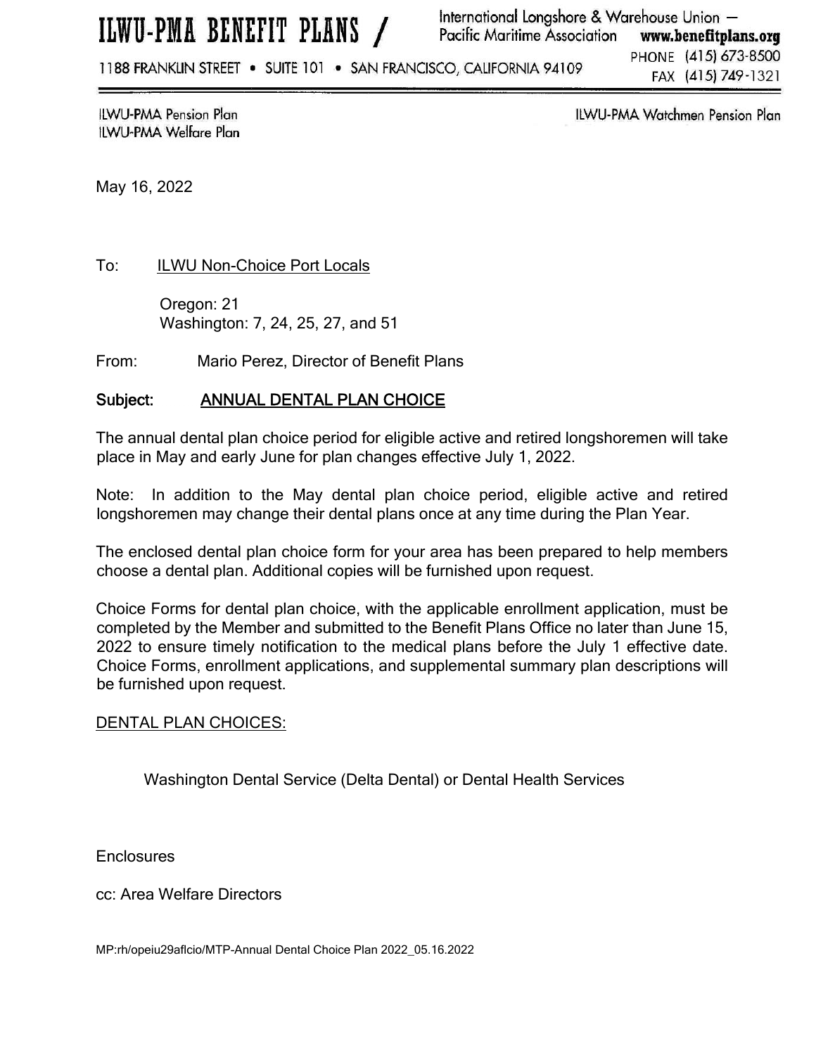# ILWU-PMA BENEFIT PLANS /

International Longshore & Warehouse Union — Pacific Maritime Association **www.benefitplans.org**

1188 FRANKLIN STREET • SUITE 101 • SAN FRANCISCO, CALIFORNIA 94109

PHONE (415) 673-8500
FAX (415) 749-1321

ILWU-PMA Pension Plan
ILWU-PMA Welfare Plan

ILWU-PMA Watchmen Pension Plan

May 16, 2022

To: ILWU Non-Choice Port Locals

Oregon: 21
Washington: 7, 24, 25, 27, and 51

From: Mario Perez, Director of Benefit Plans

**Subject: ANNUAL DENTAL PLAN CHOICE**

The annual dental plan choice period for eligible active and retired longshoremen will take place in May and early June for plan changes effective July 1, 2022.

Note: In addition to the May dental plan choice period, eligible active and retired longshoremen may change their dental plans once at any time during the Plan Year.

The enclosed dental plan choice form for your area has been prepared to help members choose a dental plan. Additional copies will be furnished upon request.

Choice Forms for dental plan choice, with the applicable enrollment application, must be completed by the Member and submitted to the Benefit Plans Office no later than June 15, 2022 to ensure timely notification to the medical plans before the July 1 effective date. Choice Forms, enrollment applications, and supplemental summary plan descriptions will be furnished upon request.

DENTAL PLAN CHOICES:

Washington Dental Service (Delta Dental) or Dental Health Services

Enclosures

cc: Area Welfare Directors

MP:rh/opeiu29aflcio/MTP-Annual Dental Choice Plan 2022_05.16.2022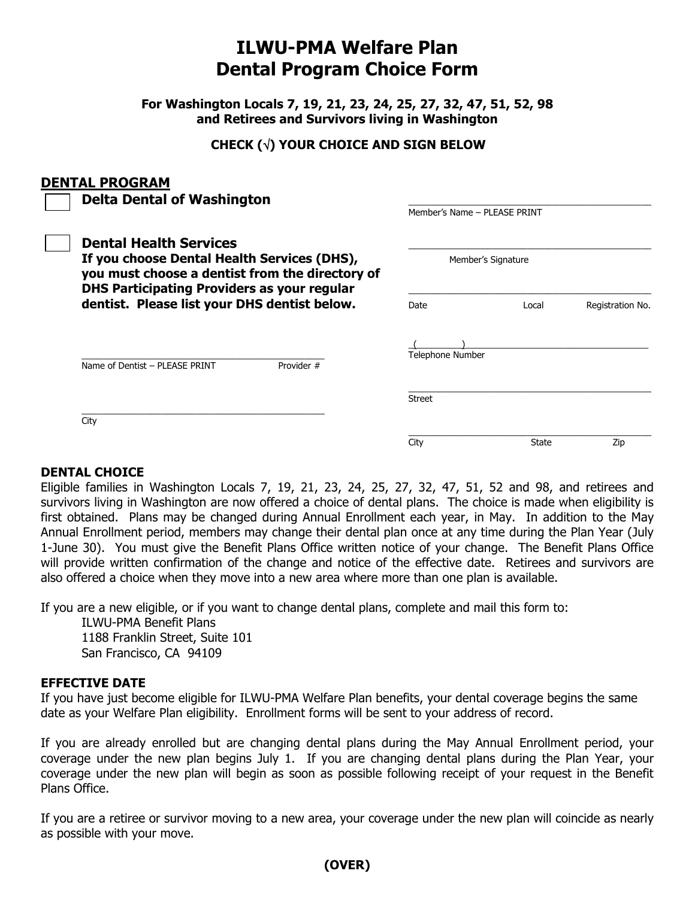# ILWU-PMA Welfare Plan
# Dental Program Choice Form

**For Washington Locals 7, 19, 21, 23, 24, 25, 27, 32, 47, 51, 52, 98 and Retirees and Survivors living in Washington**

**CHECK (√) YOUR CHOICE AND SIGN BELOW**

## DENTAL PROGRAM

☐ **Delta Dental of Washington**

☐ **Dental Health Services**
**If you choose Dental Health Services (DHS), you must choose a dentist from the directory of DHS Participating Providers as your regular dentist. Please list your DHS dentist below.**

\_\_\_\_\_\_\_\_\_\_\_\_\_\_\_\_\_\_\_\_\_\_\_\_\_\_\_\_\_\_\_\_\_\_\_\_\_\_\_\_
Name of Dentist – PLEASE PRINT Provider #

\_\_\_\_\_\_\_\_\_\_\_\_\_\_\_\_\_\_\_\_\_\_\_\_\_\_\_\_\_\_\_\_\_\_\_\_\_\_\_\_
City

\_\_\_\_\_\_\_\_\_\_\_\_\_\_\_\_\_\_\_\_\_\_\_\_\_\_\_\_\_\_\_\_\_\_\_\_\_\_\_\_
Member's Name – PLEASE PRINT

\_\_\_\_\_\_\_\_\_\_\_\_\_\_\_\_\_\_\_\_\_\_\_\_\_\_\_\_\_\_\_\_\_\_\_\_\_\_\_\_
Member's Signature

\_\_\_\_\_\_\_\_\_\_\_\_\_\_\_\_\_\_\_\_\_\_\_\_\_\_\_\_\_\_\_\_\_\_\_\_\_\_\_\_
Date Local Registration No.

(&nbsp;&nbsp;&nbsp;&nbsp;&nbsp;&nbsp;)\_\_\_\_\_\_\_\_\_\_\_\_\_\_\_\_\_\_\_\_\_\_\_\_\_\_\_\_\_\_\_\_\_\_
Telephone Number

\_\_\_\_\_\_\_\_\_\_\_\_\_\_\_\_\_\_\_\_\_\_\_\_\_\_\_\_\_\_\_\_\_\_\_\_\_\_\_\_
Street

\_\_\_\_\_\_\_\_\_\_\_\_\_\_\_\_\_\_\_\_\_\_\_\_\_\_\_\_\_\_\_\_\_\_\_\_\_\_\_\_
City State Zip

### DENTAL CHOICE

Eligible families in Washington Locals 7, 19, 21, 23, 24, 25, 27, 32, 47, 51, 52 and 98, and retirees and survivors living in Washington are now offered a choice of dental plans. The choice is made when eligibility is first obtained. Plans may be changed during Annual Enrollment each year, in May. In addition to the May Annual Enrollment period, members may change their dental plan once at any time during the Plan Year (July 1-June 30). You must give the Benefit Plans Office written notice of your change. The Benefit Plans Office will provide written confirmation of the change and notice of the effective date. Retirees and survivors are also offered a choice when they move into a new area where more than one plan is available.

If you are a new eligible, or if you want to change dental plans, complete and mail this form to:

ILWU-PMA Benefit Plans
1188 Franklin Street, Suite 101
San Francisco, CA 94109

### EFFECTIVE DATE

If you have just become eligible for ILWU-PMA Welfare Plan benefits, your dental coverage begins the same date as your Welfare Plan eligibility. Enrollment forms will be sent to your address of record.

If you are already enrolled but are changing dental plans during the May Annual Enrollment period, your coverage under the new plan begins July 1. If you are changing dental plans during the Plan Year, your coverage under the new plan will begin as soon as possible following receipt of your request in the Benefit Plans Office.

If you are a retiree or survivor moving to a new area, your coverage under the new plan will coincide as nearly as possible with your move.

**(OVER)**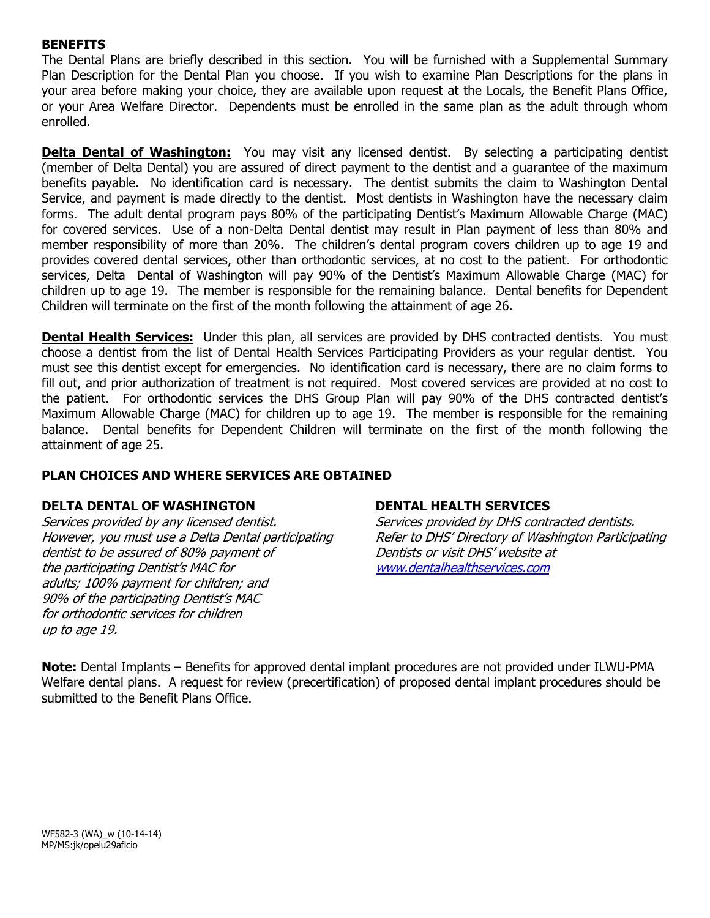## BENEFITS

The Dental Plans are briefly described in this section. You will be furnished with a Supplemental Summary Plan Description for the Dental Plan you choose. If you wish to examine Plan Descriptions for the plans in your area before making your choice, they are available upon request at the Locals, the Benefit Plans Office, or your Area Welfare Director. Dependents must be enrolled in the same plan as the adult through whom enrolled.

**Delta Dental of Washington:** You may visit any licensed dentist. By selecting a participating dentist (member of Delta Dental) you are assured of direct payment to the dentist and a guarantee of the maximum benefits payable. No identification card is necessary. The dentist submits the claim to Washington Dental Service, and payment is made directly to the dentist. Most dentists in Washington have the necessary claim forms. The adult dental program pays 80% of the participating Dentist's Maximum Allowable Charge (MAC) for covered services. Use of a non-Delta Dental dentist may result in Plan payment of less than 80% and member responsibility of more than 20%. The children's dental program covers children up to age 19 and provides covered dental services, other than orthodontic services, at no cost to the patient. For orthodontic services, Delta Dental of Washington will pay 90% of the Dentist's Maximum Allowable Charge (MAC) for children up to age 19. The member is responsible for the remaining balance. Dental benefits for Dependent Children will terminate on the first of the month following the attainment of age 26.

**Dental Health Services:** Under this plan, all services are provided by DHS contracted dentists. You must choose a dentist from the list of Dental Health Services Participating Providers as your regular dentist. You must see this dentist except for emergencies. No identification card is necessary, there are no claim forms to fill out, and prior authorization of treatment is not required. Most covered services are provided at no cost to the patient. For orthodontic services the DHS Group Plan will pay 90% of the DHS contracted dentist's Maximum Allowable Charge (MAC) for children up to age 19. The member is responsible for the remaining balance. Dental benefits for Dependent Children will terminate on the first of the month following the attainment of age 25.

## PLAN CHOICES AND WHERE SERVICES ARE OBTAINED

### DELTA DENTAL OF WASHINGTON

*Services provided by any licensed dentist. However, you must use a Delta Dental participating dentist to be assured of 80% payment of the participating Dentist's MAC for adults; 100% payment for children; and 90% of the participating Dentist's MAC for orthodontic services for children up to age 19.*

### DENTAL HEALTH SERVICES

*Services provided by DHS contracted dentists. Refer to DHS' Directory of Washington Participating Dentists or visit DHS' website at [www.dentalhealthservices.com](www.dentalhealthservices.com)*

**Note:** Dental Implants – Benefits for approved dental implant procedures are not provided under ILWU-PMA Welfare dental plans. A request for review (precertification) of proposed dental implant procedures should be submitted to the Benefit Plans Office.

WF582-3 (WA)_w (10-14-14)
MP/MS:jk/opeiu29aflcio